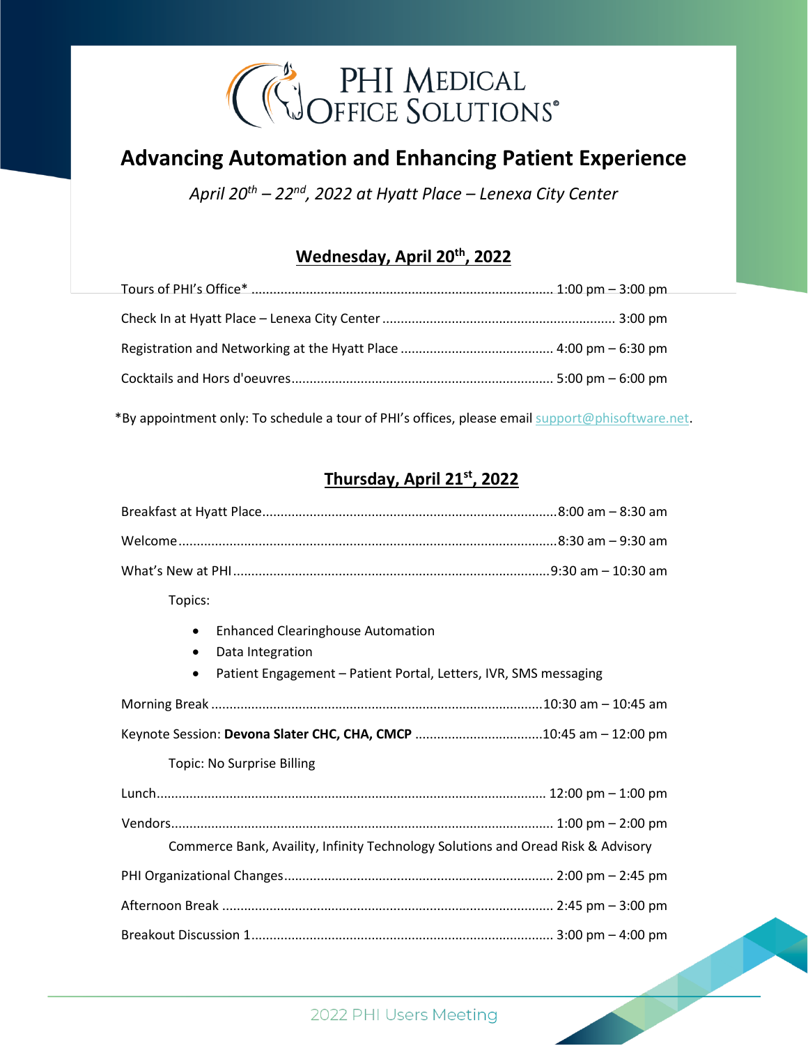# PHI Medical Office Solutions®

# Advancing Automation and Enhancing Patient Experience

*April 20th – 22nd, 2022 at Hyatt Place – Lenexa City Center*

## Wednesday, April 20th, 2022

Tours of PHI's Office* .................................................................................. 1:00 pm – 3:00 pm

Check In at Hyatt Place – Lenexa City Center ................................................................. 3:00 pm

Registration and Networking at the Hyatt Place .......................................... 4:00 pm – 6:30 pm

Cocktails and Hors d'oeuvres....................................................................... 5:00 pm – 6:00 pm

*By appointment only: To schedule a tour of PHI's offices, please email support@phisoftware.net.

## Thursday, April 21st, 2022

Breakfast at Hyatt Place................................................................................8:00 am – 8:30 am

Welcome........................................................................................................8:30 am – 9:30 am

What's New at PHI......................................................................................9:30 am – 10:30 am

Topics:

- Enhanced Clearinghouse Automation
- Data Integration
- Patient Engagement – Patient Portal, Letters, IVR, SMS messaging

Morning Break ..........................................................................................10:30 am – 10:45 am

Keynote Session: **Devona Slater CHC, CHA, CMCP** ...................................10:45 am – 12:00 pm

Topic: No Surprise Billing

Lunch.......................................................................................................... 12:00 pm – 1:00 pm

Vendors........................................................................................................ 1:00 pm – 2:00 pm

Commerce Bank, Availity, Infinity Technology Solutions and Oread Risk & Advisory

PHI Organizational Changes......................................................................... 2:00 pm – 2:45 pm

Afternoon Break .......................................................................................... 2:45 pm – 3:00 pm

Breakout Discussion 1.................................................................................. 3:00 pm – 4:00 pm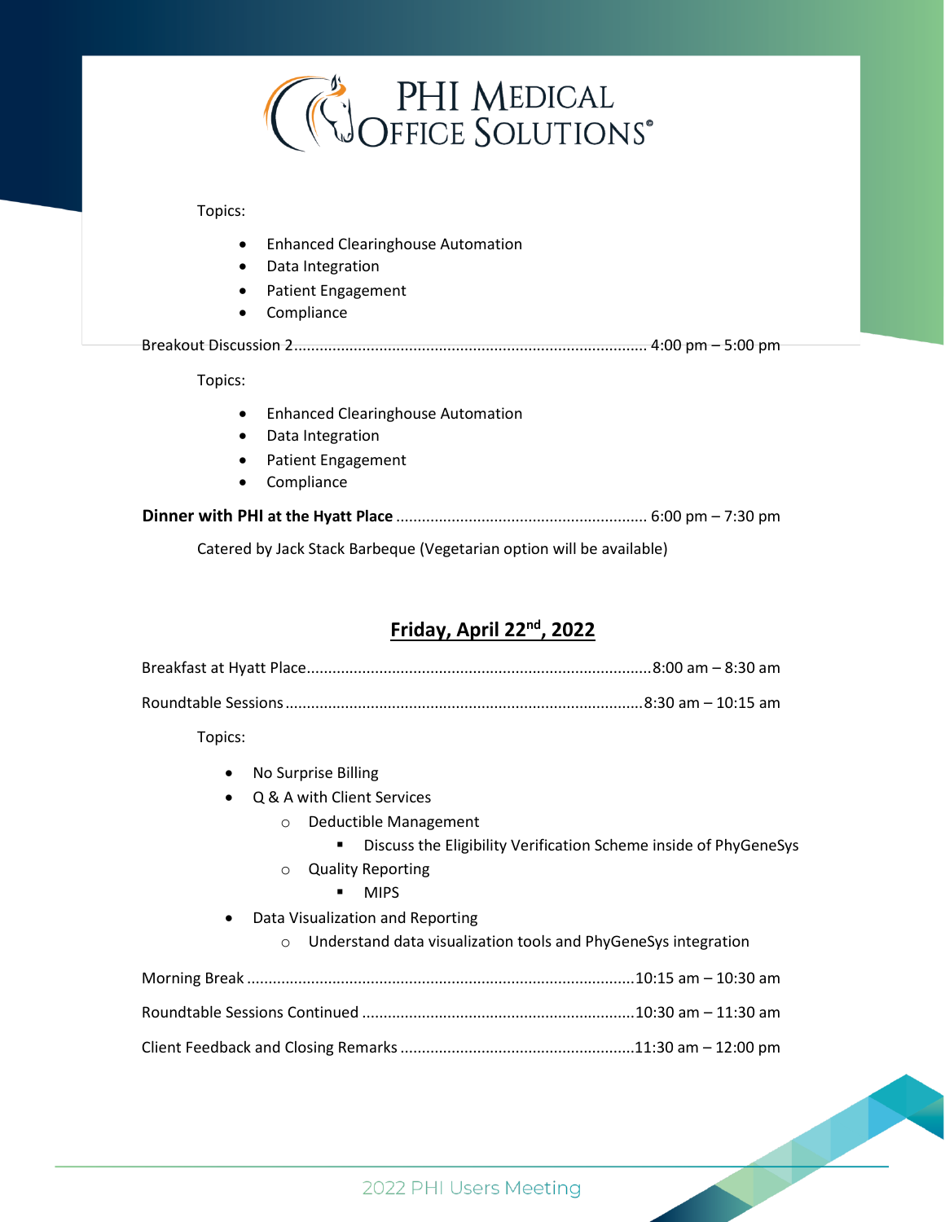Topics:

- Enhanced Clearinghouse Automation
- Data Integration
- Patient Engagement
- Compliance

Breakout Discussion 2 ........ 4:00 pm – 5:00 pm

Topics:

- Enhanced Clearinghouse Automation
- Data Integration
- Patient Engagement
- Compliance

**Dinner with PHI at the Hyatt Place** ........ 6:00 pm – 7:30 pm

Catered by Jack Stack Barbeque (Vegetarian option will be available)

## Friday, April 22nd, 2022

Breakfast at Hyatt Place ........ 8:00 am – 8:30 am

Roundtable Sessions ........ 8:30 am – 10:15 am

Topics:

- No Surprise Billing
- Q & A with Client Services
  - Deductible Management
    - Discuss the Eligibility Verification Scheme inside of PhyGeneSys
  - Quality Reporting
    - MIPS
- Data Visualization and Reporting
  - Understand data visualization tools and PhyGeneSys integration

Morning Break ........ 10:15 am – 10:30 am

Roundtable Sessions Continued ........ 10:30 am – 11:30 am

Client Feedback and Closing Remarks ........ 11:30 am – 12:00 pm